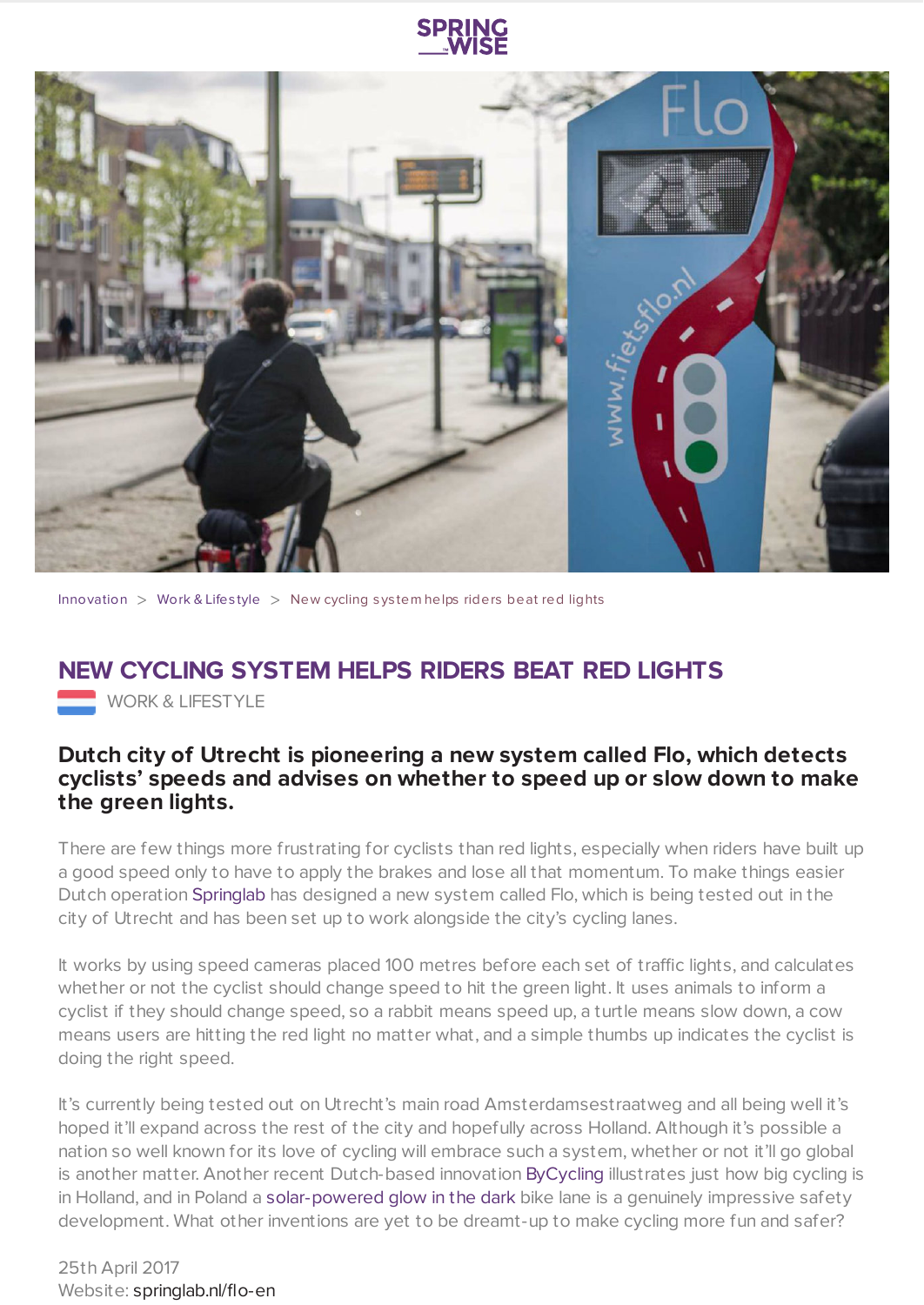Innovation > Work & Lifestyle > New cycling system helps riders beat red lights

# NEW CYCLING SYSTEM HELPS RIDERS BEAT RED LIGHTS

WORK & LIFESTYLE

**Dutch city of Utrecht is pioneering a new system called Flo, which detects cyclists' speeds and advises on whether to speed up or slow down to make the green lights.**

There are few things more frustrating for cyclists than red lights, especially when riders have built up a good speed only to have to apply the brakes and lose all that momentum. To make things easier Dutch operation Springlab has designed a new system called Flo, which is being tested out in the city of Utrecht and has been set up to work alongside the city's cycling lanes.

It works by using speed cameras placed 100 metres before each set of traffic lights, and calculates whether or not the cyclist should change speed to hit the green light. It uses animals to inform a cyclist if they should change speed, so a rabbit means speed up, a turtle means slow down, a cow means users are hitting the red light no matter what, and a simple thumbs up indicates the cyclist is doing the right speed.

It's currently being tested out on Utrecht's main road Amsterdamsestraatweg and all being well it's hoped it'll expand across the rest of the city and hopefully across Holland. Although it's possible a nation so well known for its love of cycling will embrace such a system, whether or not it'll go global is another matter. Another recent Dutch-based innovation ByCycling illustrates just how big cycling is in Holland, and in Poland a solar-powered glow in the dark bike lane is a genuinely impressive safety development. What other inventions are yet to be dreamt-up to make cycling more fun and safer?

25th April 2017
Website: springlab.nl/flo-en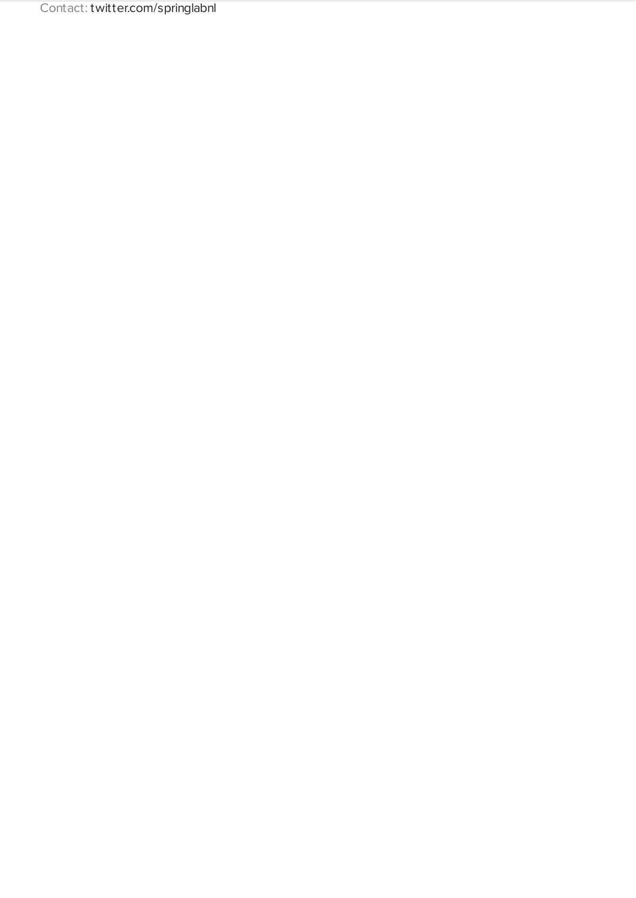Contact: twitter.com/springlabnl